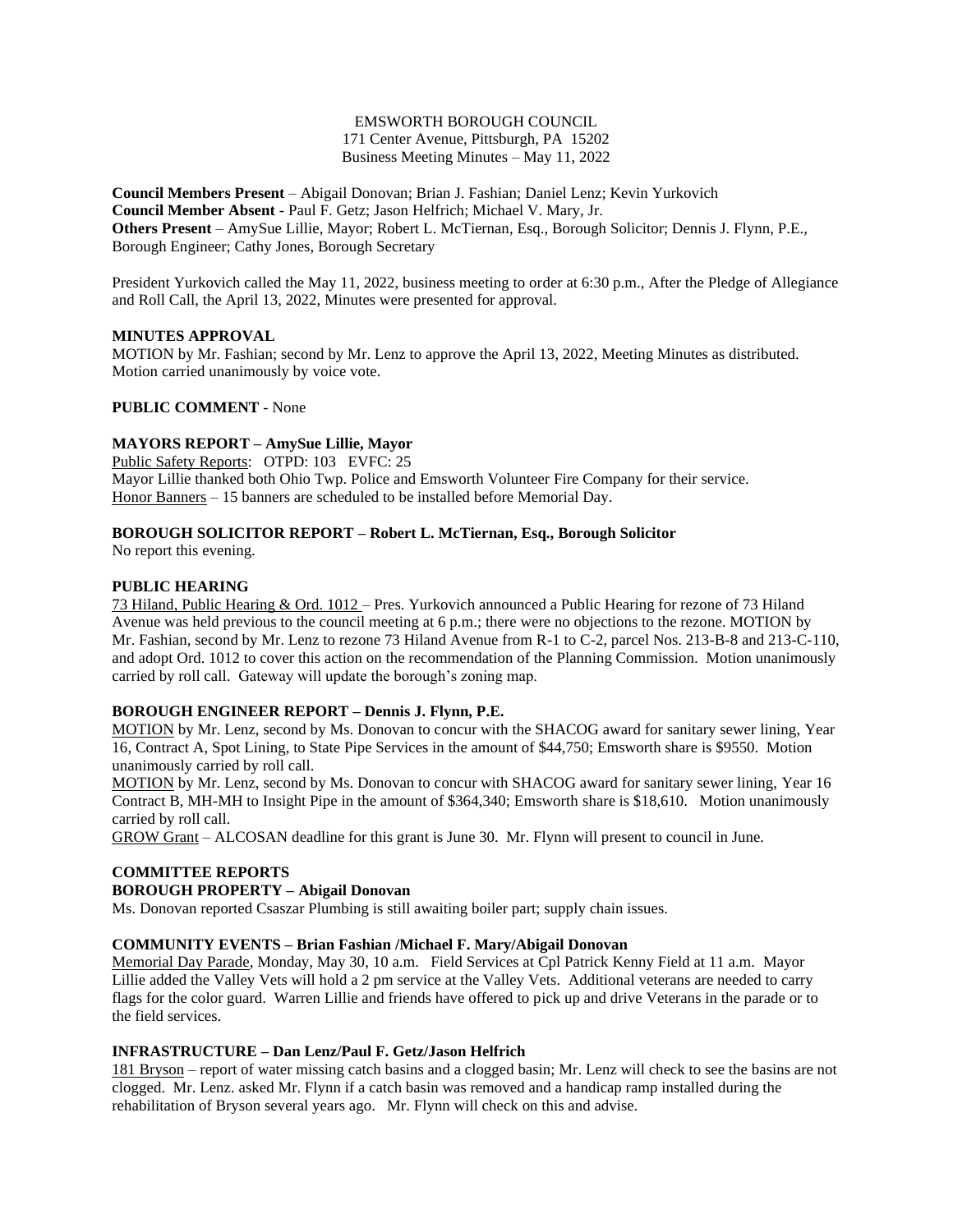EMSWORTH BOROUGH COUNCIL
171 Center Avenue, Pittsburgh, PA 15202
Business Meeting Minutes – May 11, 2022

**Council Members Present** – Abigail Donovan; Brian J. Fashian; Daniel Lenz; Kevin Yurkovich
**Council Member Absent** - Paul F. Getz; Jason Helfrich; Michael V. Mary, Jr.
**Others Present** – AmySue Lillie, Mayor; Robert L. McTiernan, Esq., Borough Solicitor; Dennis J. Flynn, P.E., Borough Engineer; Cathy Jones, Borough Secretary

President Yurkovich called the May 11, 2022, business meeting to order at 6:30 p.m., After the Pledge of Allegiance and Roll Call, the April 13, 2022, Minutes were presented for approval.

**MINUTES APPROVAL**
MOTION by Mr. Fashian; second by Mr. Lenz to approve the April 13, 2022, Meeting Minutes as distributed. Motion carried unanimously by voice vote.

**PUBLIC COMMENT** - None

**MAYORS REPORT – AmySue Lillie, Mayor**
Public Safety Reports: OTPD: 103 EVFC: 25
Mayor Lillie thanked both Ohio Twp. Police and Emsworth Volunteer Fire Company for their service.
Honor Banners – 15 banners are scheduled to be installed before Memorial Day.

**BOROUGH SOLICITOR REPORT – Robert L. McTiernan, Esq., Borough Solicitor**
No report this evening.

**PUBLIC HEARING**
73 Hiland, Public Hearing & Ord. 1012 – Pres. Yurkovich announced a Public Hearing for rezone of 73 Hiland Avenue was held previous to the council meeting at 6 p.m.; there were no objections to the rezone. MOTION by Mr. Fashian, second by Mr. Lenz to rezone 73 Hiland Avenue from R-1 to C-2, parcel Nos. 213-B-8 and 213-C-110, and adopt Ord. 1012 to cover this action on the recommendation of the Planning Commission. Motion unanimously carried by roll call. Gateway will update the borough's zoning map.

**BOROUGH ENGINEER REPORT – Dennis J. Flynn, P.E.**
MOTION by Mr. Lenz, second by Ms. Donovan to concur with the SHACOG award for sanitary sewer lining, Year 16, Contract A, Spot Lining, to State Pipe Services in the amount of $44,750; Emsworth share is $9550. Motion unanimously carried by roll call.
MOTION by Mr. Lenz, second by Ms. Donovan to concur with SHACOG award for sanitary sewer lining, Year 16 Contract B, MH-MH to Insight Pipe in the amount of $364,340; Emsworth share is $18,610. Motion unanimously carried by roll call.
GROW Grant – ALCOSAN deadline for this grant is June 30. Mr. Flynn will present to council in June.

**COMMITTEE REPORTS**
**BOROUGH PROPERTY – Abigail Donovan**
Ms. Donovan reported Csaszar Plumbing is still awaiting boiler part; supply chain issues.

**COMMUNITY EVENTS – Brian Fashian /Michael F. Mary/Abigail Donovan**
Memorial Day Parade, Monday, May 30, 10 a.m. Field Services at Cpl Patrick Kenny Field at 11 a.m. Mayor Lillie added the Valley Vets will hold a 2 pm service at the Valley Vets. Additional veterans are needed to carry flags for the color guard. Warren Lillie and friends have offered to pick up and drive Veterans in the parade or to the field services.

**INFRASTRUCTURE – Dan Lenz/Paul F. Getz/Jason Helfrich**
181 Bryson – report of water missing catch basins and a clogged basin; Mr. Lenz will check to see the basins are not clogged. Mr. Lenz. asked Mr. Flynn if a catch basin was removed and a handicap ramp installed during the rehabilitation of Bryson several years ago. Mr. Flynn will check on this and advise.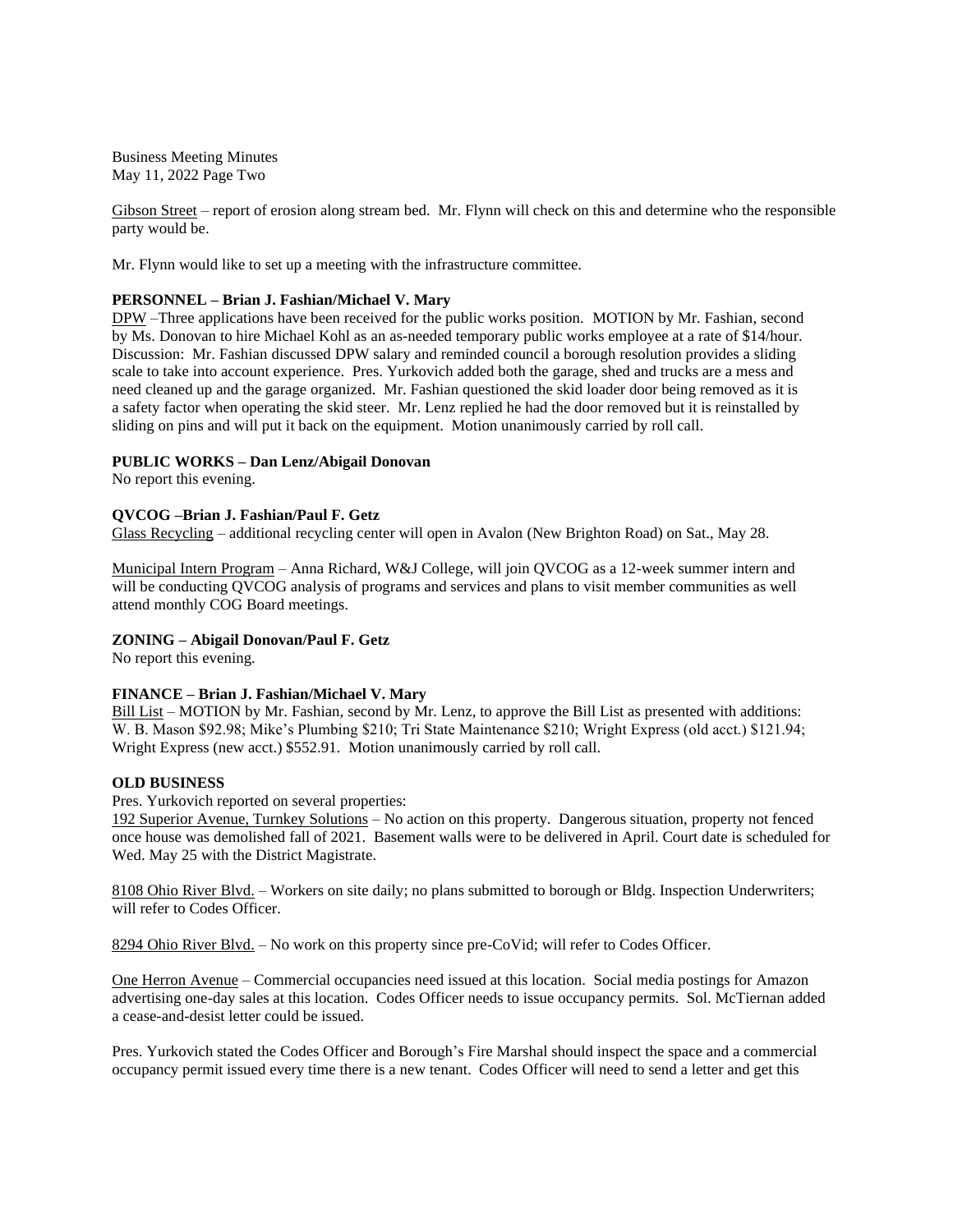Gibson Street – report of erosion along stream bed. Mr. Flynn will check on this and determine who the responsible party would be.

Mr. Flynn would like to set up a meeting with the infrastructure committee.

**PERSONNEL – Brian J. Fashian/Michael V. Mary**

DPW –Three applications have been received for the public works position. MOTION by Mr. Fashian, second by Ms. Donovan to hire Michael Kohl as an as-needed temporary public works employee at a rate of $14/hour. Discussion: Mr. Fashian discussed DPW salary and reminded council a borough resolution provides a sliding scale to take into account experience. Pres. Yurkovich added both the garage, shed and trucks are a mess and need cleaned up and the garage organized. Mr. Fashian questioned the skid loader door being removed as it is a safety factor when operating the skid steer. Mr. Lenz replied he had the door removed but it is reinstalled by sliding on pins and will put it back on the equipment. Motion unanimously carried by roll call.

**PUBLIC WORKS – Dan Lenz/Abigail Donovan**

No report this evening.

**QVCOG –Brian J. Fashian/Paul F. Getz**

Glass Recycling – additional recycling center will open in Avalon (New Brighton Road) on Sat., May 28.

Municipal Intern Program – Anna Richard, W&J College, will join QVCOG as a 12-week summer intern and will be conducting QVCOG analysis of programs and services and plans to visit member communities as well attend monthly COG Board meetings.

**ZONING – Abigail Donovan/Paul F. Getz**

No report this evening.

**FINANCE – Brian J. Fashian/Michael V. Mary**

Bill List – MOTION by Mr. Fashian, second by Mr. Lenz, to approve the Bill List as presented with additions: W. B. Mason $92.98; Mike's Plumbing $210; Tri State Maintenance $210; Wright Express (old acct.) $121.94; Wright Express (new acct.) $552.91. Motion unanimously carried by roll call.

**OLD BUSINESS**

Pres. Yurkovich reported on several properties:

192 Superior Avenue, Turnkey Solutions – No action on this property. Dangerous situation, property not fenced once house was demolished fall of 2021. Basement walls were to be delivered in April. Court date is scheduled for Wed. May 25 with the District Magistrate.

8108 Ohio River Blvd. – Workers on site daily; no plans submitted to borough or Bldg. Inspection Underwriters; will refer to Codes Officer.

8294 Ohio River Blvd. – No work on this property since pre-CoVid; will refer to Codes Officer.

One Herron Avenue – Commercial occupancies need issued at this location. Social media postings for Amazon advertising one-day sales at this location. Codes Officer needs to issue occupancy permits. Sol. McTiernan added a cease-and-desist letter could be issued.

Pres. Yurkovich stated the Codes Officer and Borough's Fire Marshal should inspect the space and a commercial occupancy permit issued every time there is a new tenant. Codes Officer will need to send a letter and get this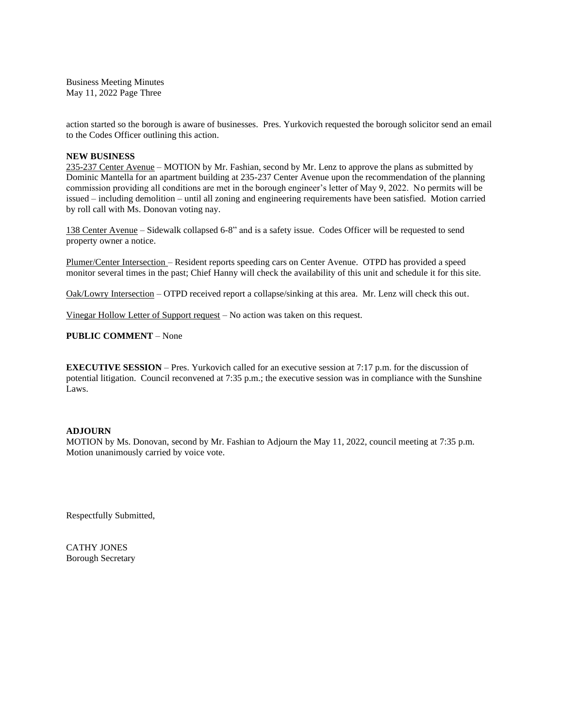action started so the borough is aware of businesses. Pres. Yurkovich requested the borough solicitor send an email to the Codes Officer outlining this action.

**NEW BUSINESS**

235-237 Center Avenue – MOTION by Mr. Fashian, second by Mr. Lenz to approve the plans as submitted by Dominic Mantella for an apartment building at 235-237 Center Avenue upon the recommendation of the planning commission providing all conditions are met in the borough engineer's letter of May 9, 2022. No permits will be issued – including demolition – until all zoning and engineering requirements have been satisfied. Motion carried by roll call with Ms. Donovan voting nay.

138 Center Avenue – Sidewalk collapsed 6-8" and is a safety issue. Codes Officer will be requested to send property owner a notice.

Plumer/Center Intersection – Resident reports speeding cars on Center Avenue. OTPD has provided a speed monitor several times in the past; Chief Hanny will check the availability of this unit and schedule it for this site.

Oak/Lowry Intersection – OTPD received report a collapse/sinking at this area. Mr. Lenz will check this out.

Vinegar Hollow Letter of Support request – No action was taken on this request.

**PUBLIC COMMENT** – None

**EXECUTIVE SESSION** – Pres. Yurkovich called for an executive session at 7:17 p.m. for the discussion of potential litigation. Council reconvened at 7:35 p.m.; the executive session was in compliance with the Sunshine Laws.

**ADJOURN**

MOTION by Ms. Donovan, second by Mr. Fashian to Adjourn the May 11, 2022, council meeting at 7:35 p.m. Motion unanimously carried by voice vote.

Respectfully Submitted,

CATHY JONES
Borough Secretary